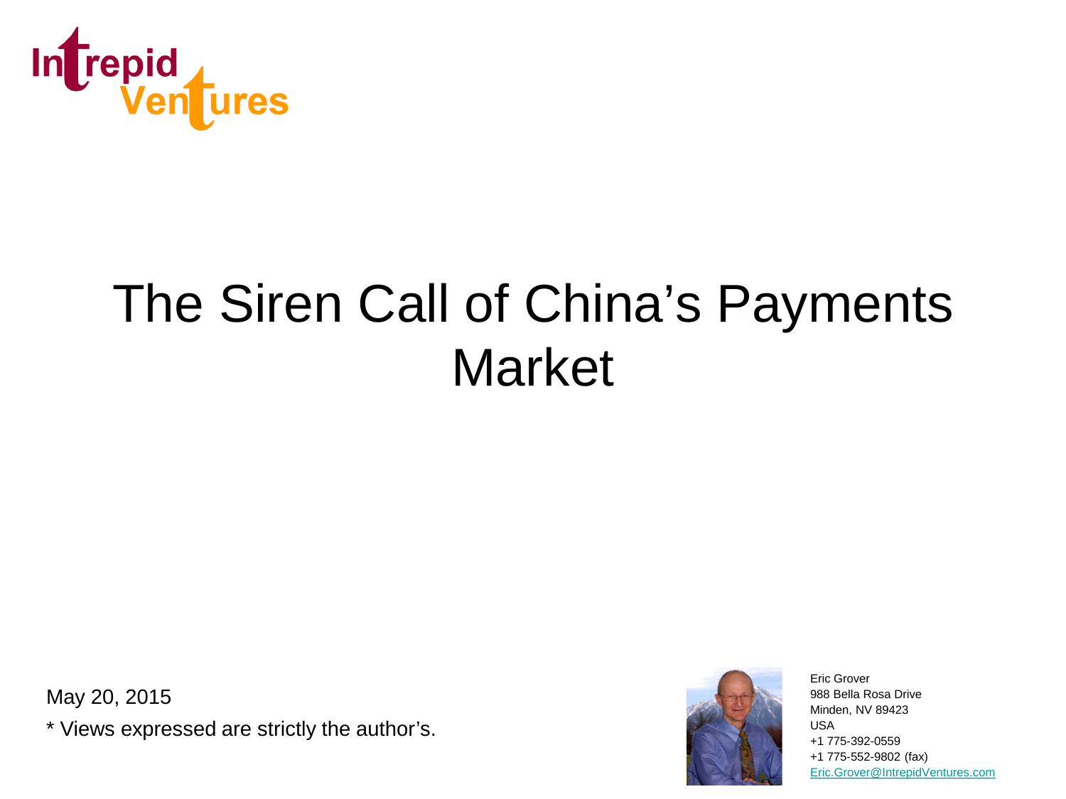Intrepid Ventures

# The Siren Call of China's Payments Market

May 20, 2015

* Views expressed are strictly the author's.

Eric Grover
988 Bella Rosa Drive
Minden, NV 89423
USA
+1 775-392-0559
+1 775-552-9802 (fax)
Eric.Grover@IntrepidVentures.com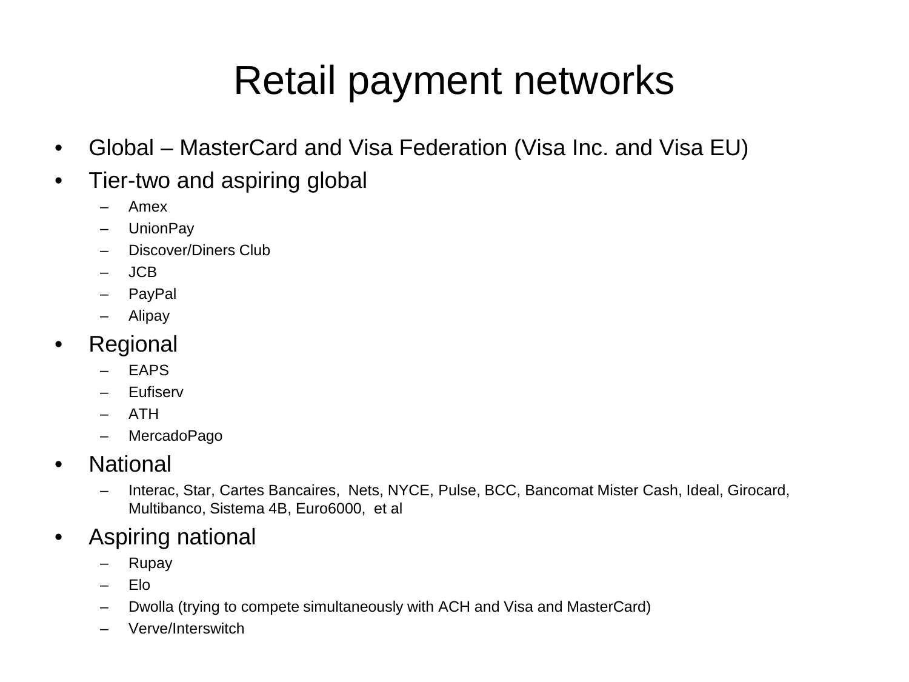# Retail payment networks

- Global – MasterCard and Visa Federation (Visa Inc. and Visa EU)
- Tier-two and aspiring global
  - Amex
  - UnionPay
  - Discover/Diners Club
  - JCB
  - PayPal
  - Alipay
- Regional
  - EAPS
  - Eufiserv
  - ATH
  - MercadoPago
- National
  - Interac, Star, Cartes Bancaires, Nets, NYCE, Pulse, BCC, Bancomat Mister Cash, Ideal, Girocard, Multibanco, Sistema 4B, Euro6000, et al
- Aspiring national
  - Rupay
  - Elo
  - Dwolla (trying to compete simultaneously with ACH and Visa and MasterCard)
  - Verve/Interswitch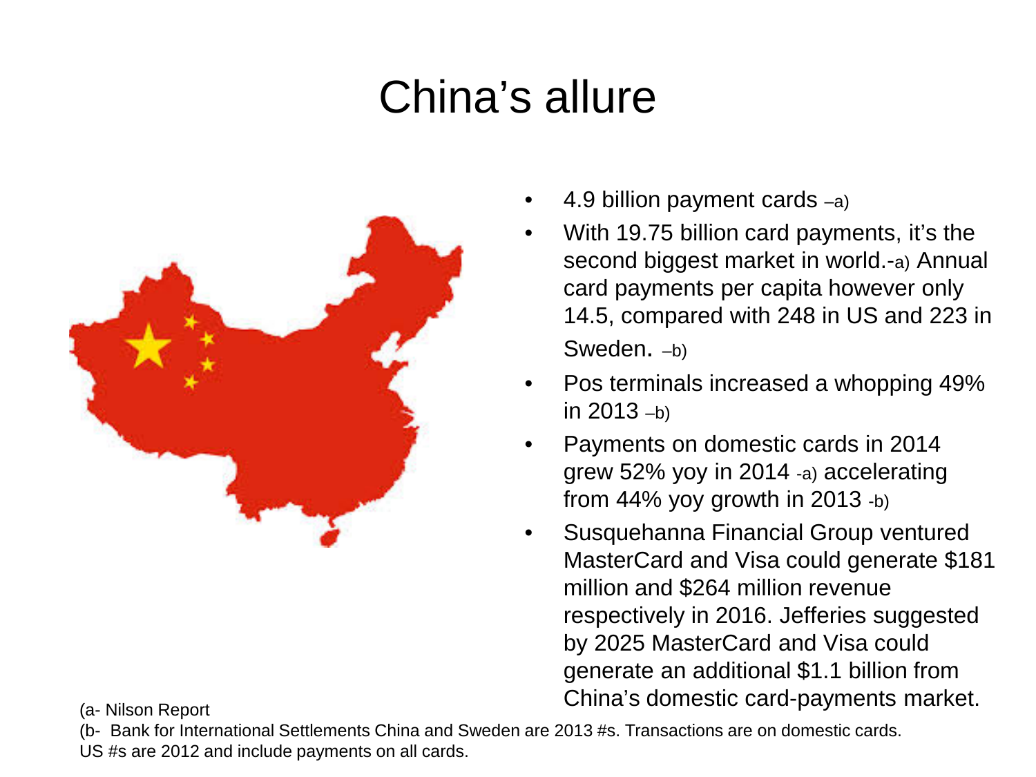# China's allure

- 4.9 billion payment cards –a)
- With 19.75 billion card payments, it's the second biggest market in world.-a) Annual card payments per capita however only 14.5, compared with 248 in US and 223 in Sweden. –b)
- Pos terminals increased a whopping 49% in 2013 –b)
- Payments on domestic cards in 2014 grew 52% yoy in 2014 -a) accelerating from 44% yoy growth in 2013 -b)
- Susquehanna Financial Group ventured MasterCard and Visa could generate $181 million and $264 million revenue respectively in 2016. Jefferies suggested by 2025 MasterCard and Visa could generate an additional $1.1 billion from China's domestic card-payments market.

(a- Nilson Report

(b- Bank for International Settlements China and Sweden are 2013 #s. Transactions are on domestic cards. US #s are 2012 and include payments on all cards.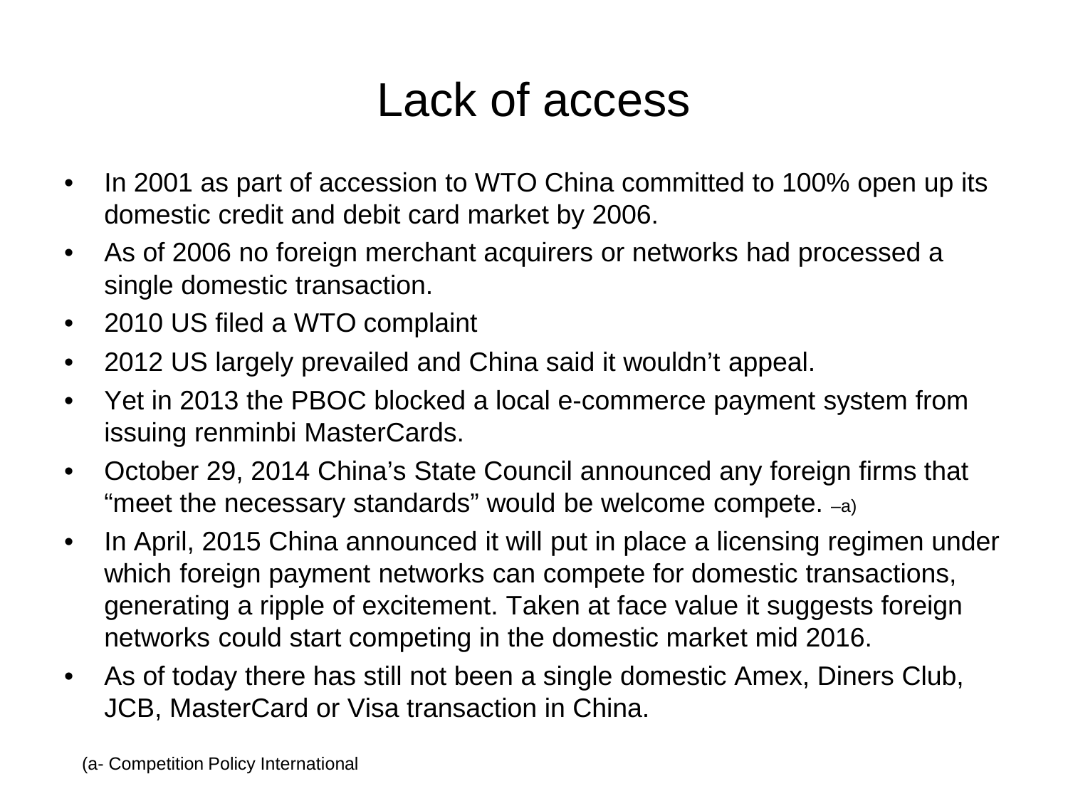# Lack of access

- In 2001 as part of accession to WTO China committed to 100% open up its domestic credit and debit card market by 2006.
- As of 2006 no foreign merchant acquirers or networks had processed a single domestic transaction.
- 2010 US filed a WTO complaint
- 2012 US largely prevailed and China said it wouldn't appeal.
- Yet in 2013 the PBOC blocked a local e-commerce payment system from issuing renminbi MasterCards.
- October 29, 2014 China's State Council announced any foreign firms that "meet the necessary standards" would be welcome compete. –a)
- In April, 2015 China announced it will put in place a licensing regimen under which foreign payment networks can compete for domestic transactions, generating a ripple of excitement. Taken at face value it suggests foreign networks could start competing in the domestic market mid 2016.
- As of today there has still not been a single domestic Amex, Diners Club, JCB, MasterCard or Visa transaction in China.

(a- Competition Policy International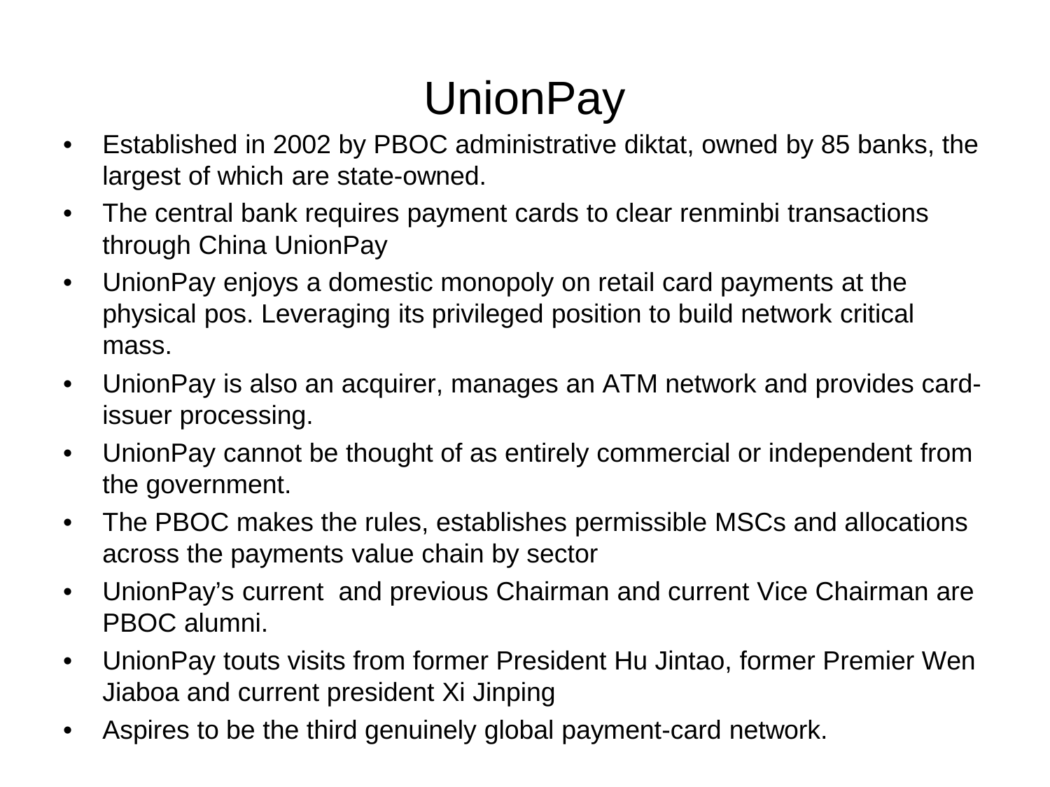# UnionPay

- Established in 2002 by PBOC administrative diktat, owned by 85 banks, the largest of which are state-owned.
- The central bank requires payment cards to clear renminbi transactions through China UnionPay
- UnionPay enjoys a domestic monopoly on retail card payments at the physical pos. Leveraging its privileged position to build network critical mass.
- UnionPay is also an acquirer, manages an ATM network and provides card-issuer processing.
- UnionPay cannot be thought of as entirely commercial or independent from the government.
- The PBOC makes the rules, establishes permissible MSCs and allocations across the payments value chain by sector
- UnionPay's current and previous Chairman and current Vice Chairman are PBOC alumni.
- UnionPay touts visits from former President Hu Jintao, former Premier Wen Jiaboa and current president Xi Jinping
- Aspires to be the third genuinely global payment-card network.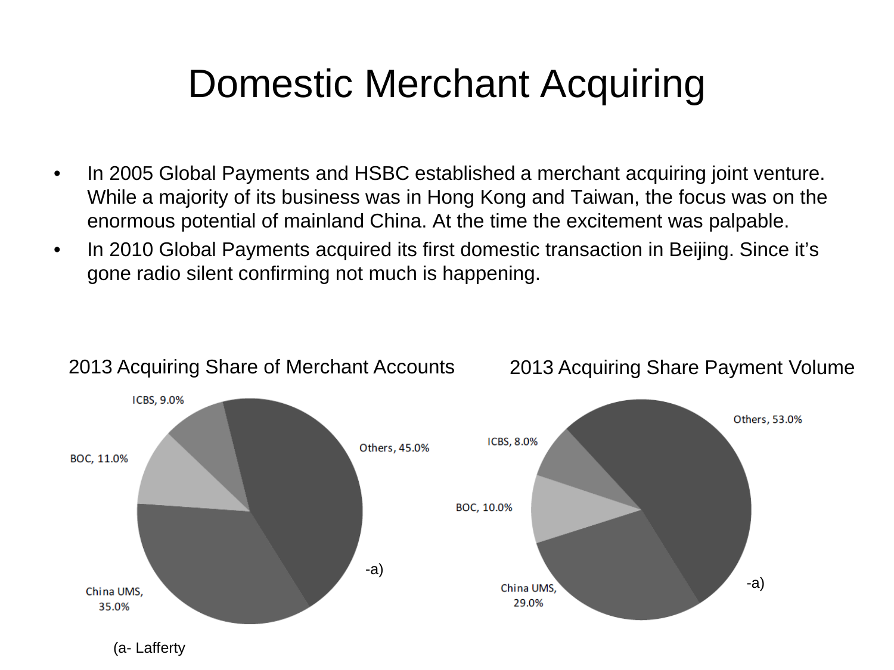# Domestic Merchant Acquiring

- In 2005 Global Payments and HSBC established a merchant acquiring joint venture. While a majority of its business was in Hong Kong and Taiwan, the focus was on the enormous potential of mainland China. At the time the excitement was palpable.
- In 2010 Global Payments acquired its first domestic transaction in Beijing. Since it's gone radio silent confirming not much is happening.

2013 Acquiring Share of Merchant Accounts

ICBS, 9.0%

BOC, 11.0%

China UMS, 35.0%

Others, 45.0%

-a)

2013 Acquiring Share Payment Volume

ICBS, 8.0%

BOC, 10.0%

China UMS, 29.0%

Others, 53.0%

-a)

(a- Lafferty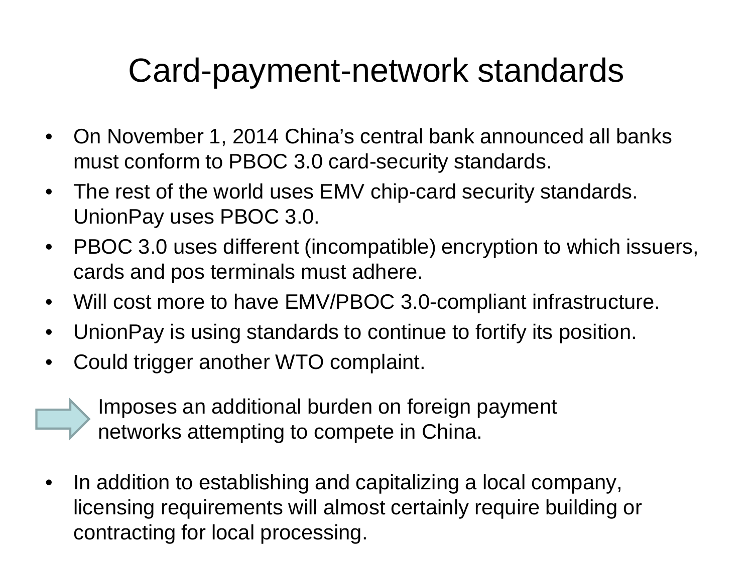# Card-payment-network standards

- On November 1, 2014 China's central bank announced all banks must conform to PBOC 3.0 card-security standards.
- The rest of the world uses EMV chip-card security standards. UnionPay uses PBOC 3.0.
- PBOC 3.0 uses different (incompatible) encryption to which issuers, cards and pos terminals must adhere.
- Will cost more to have EMV/PBOC 3.0-compliant infrastructure.
- UnionPay is using standards to continue to fortify its position.
- Could trigger another WTO complaint.

→ Imposes an additional burden on foreign payment networks attempting to compete in China.

- In addition to establishing and capitalizing a local company, licensing requirements will almost certainly require building or contracting for local processing.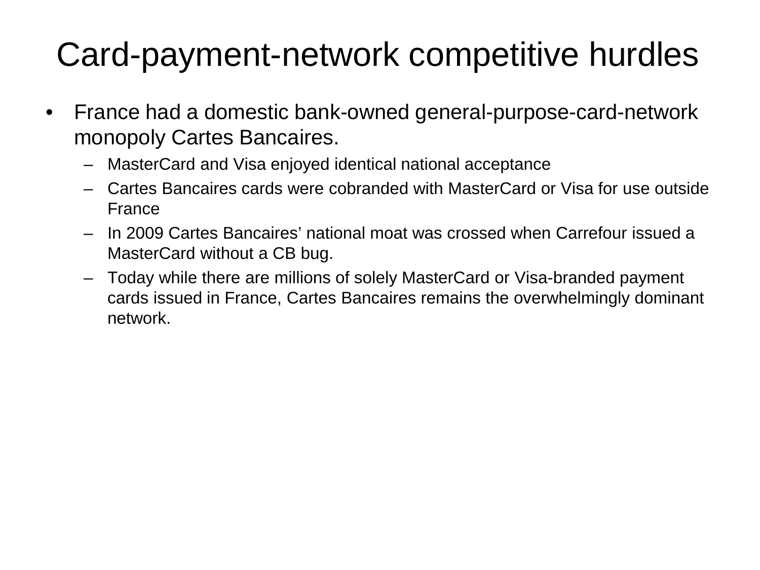# Card-payment-network competitive hurdles

- France had a domestic bank-owned general-purpose-card-network monopoly Cartes Bancaires.
  - MasterCard and Visa enjoyed identical national acceptance
  - Cartes Bancaires cards were cobranded with MasterCard or Visa for use outside France
  - In 2009 Cartes Bancaires' national moat was crossed when Carrefour issued a MasterCard without a CB bug.
  - Today while there are millions of solely MasterCard or Visa-branded payment cards issued in France, Cartes Bancaires remains the overwhelmingly dominant network.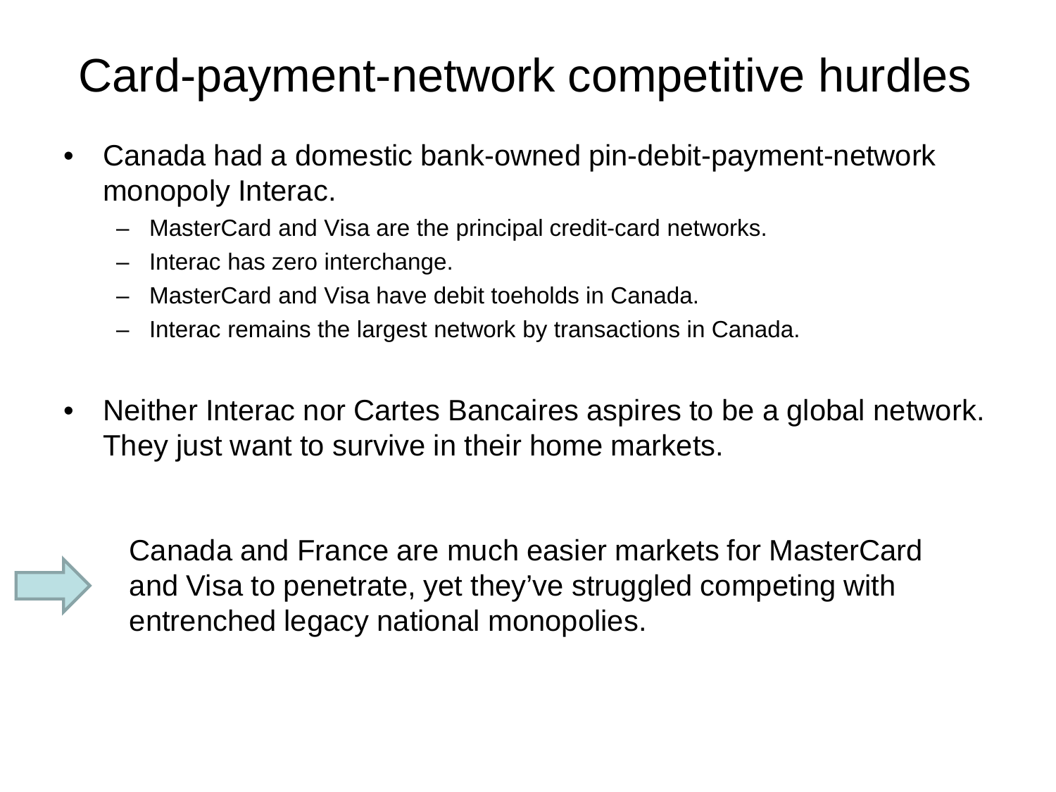# Card-payment-network competitive hurdles

- Canada had a domestic bank-owned pin-debit-payment-network monopoly Interac.
  - MasterCard and Visa are the principal credit-card networks.
  - Interac has zero interchange.
  - MasterCard and Visa have debit toeholds in Canada.
  - Interac remains the largest network by transactions in Canada.

- Neither Interac nor Cartes Bancaires aspires to be a global network. They just want to survive in their home markets.

⇨ Canada and France are much easier markets for MasterCard and Visa to penetrate, yet they've struggled competing with entrenched legacy national monopolies.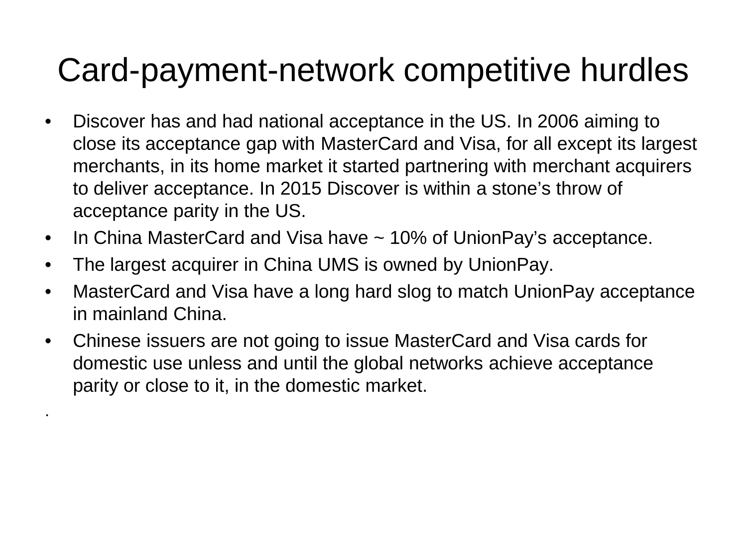# Card-payment-network competitive hurdles

- Discover has and had national acceptance in the US. In 2006 aiming to close its acceptance gap with MasterCard and Visa, for all except its largest merchants, in its home market it started partnering with merchant acquirers to deliver acceptance. In 2015 Discover is within a stone's throw of acceptance parity in the US.
- In China MasterCard and Visa have ~ 10% of UnionPay's acceptance.
- The largest acquirer in China UMS is owned by UnionPay.
- MasterCard and Visa have a long hard slog to match UnionPay acceptance in mainland China.
- Chinese issuers are not going to issue MasterCard and Visa cards for domestic use unless and until the global networks achieve acceptance parity or close to it, in the domestic market.

.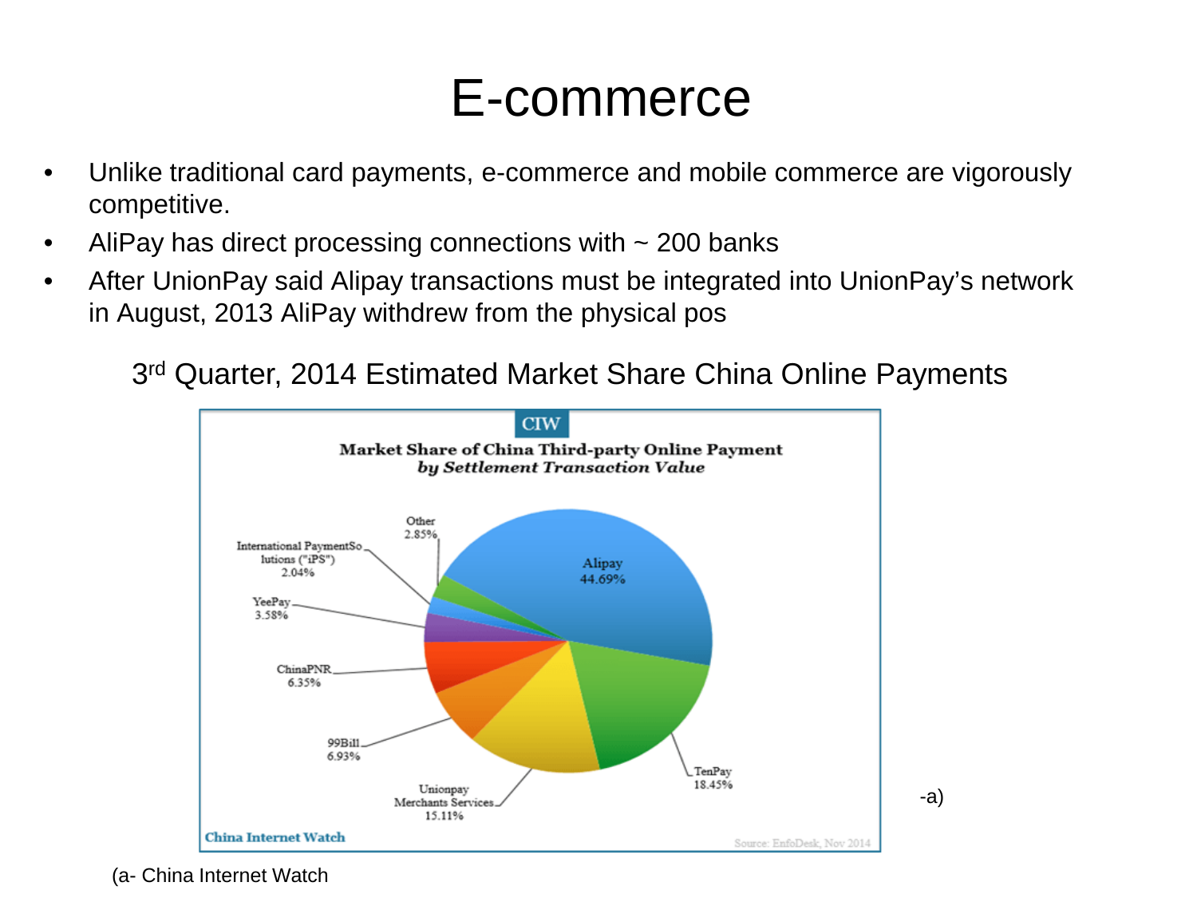# E-commerce

- Unlike traditional card payments, e-commerce and mobile commerce are vigorously competitive.
- AliPay has direct processing connections with ~ 200 banks
- After UnionPay said Alipay transactions must be integrated into UnionPay's network in August, 2013 AliPay withdrew from the physical pos

3rd Quarter, 2014 Estimated Market Share China Online Payments

CIW

**Market Share of China Third-party Online Payment**
***by Settlement Transaction Value***

| Company | Share |
|---|---|
| Alipay | 44.69% |
| TenPay | 18.45% |
| Unionpay Merchants Services | 15.11% |
| 99Bill | 6.93% |
| ChinaPNR | 6.35% |
| YeePay | 3.58% |
| International PaymentSolutions ("iPS") | 2.04% |
| Other | 2.85% |

China Internet Watch

Source: EnfoDesk, Nov 2014

-a)

(a- China Internet Watch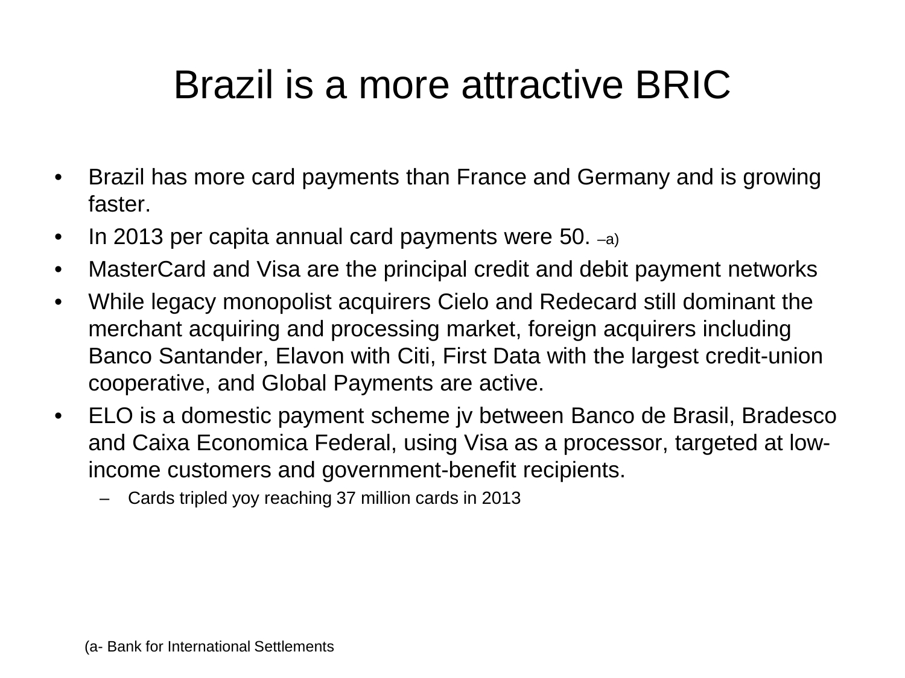# Brazil is a more attractive BRIC

- Brazil has more card payments than France and Germany and is growing faster.
- In 2013 per capita annual card payments were 50. –a)
- MasterCard and Visa are the principal credit and debit payment networks
- While legacy monopolist acquirers Cielo and Redecard still dominant the merchant acquiring and processing market, foreign acquirers including Banco Santander, Elavon with Citi, First Data with the largest credit-union cooperative, and Global Payments are active.
- ELO is a domestic payment scheme jv between Banco de Brasil, Bradesco and Caixa Economica Federal, using Visa as a processor, targeted at low-income customers and government-benefit recipients.
  - Cards tripled yoy reaching 37 million cards in 2013

(a- Bank for International Settlements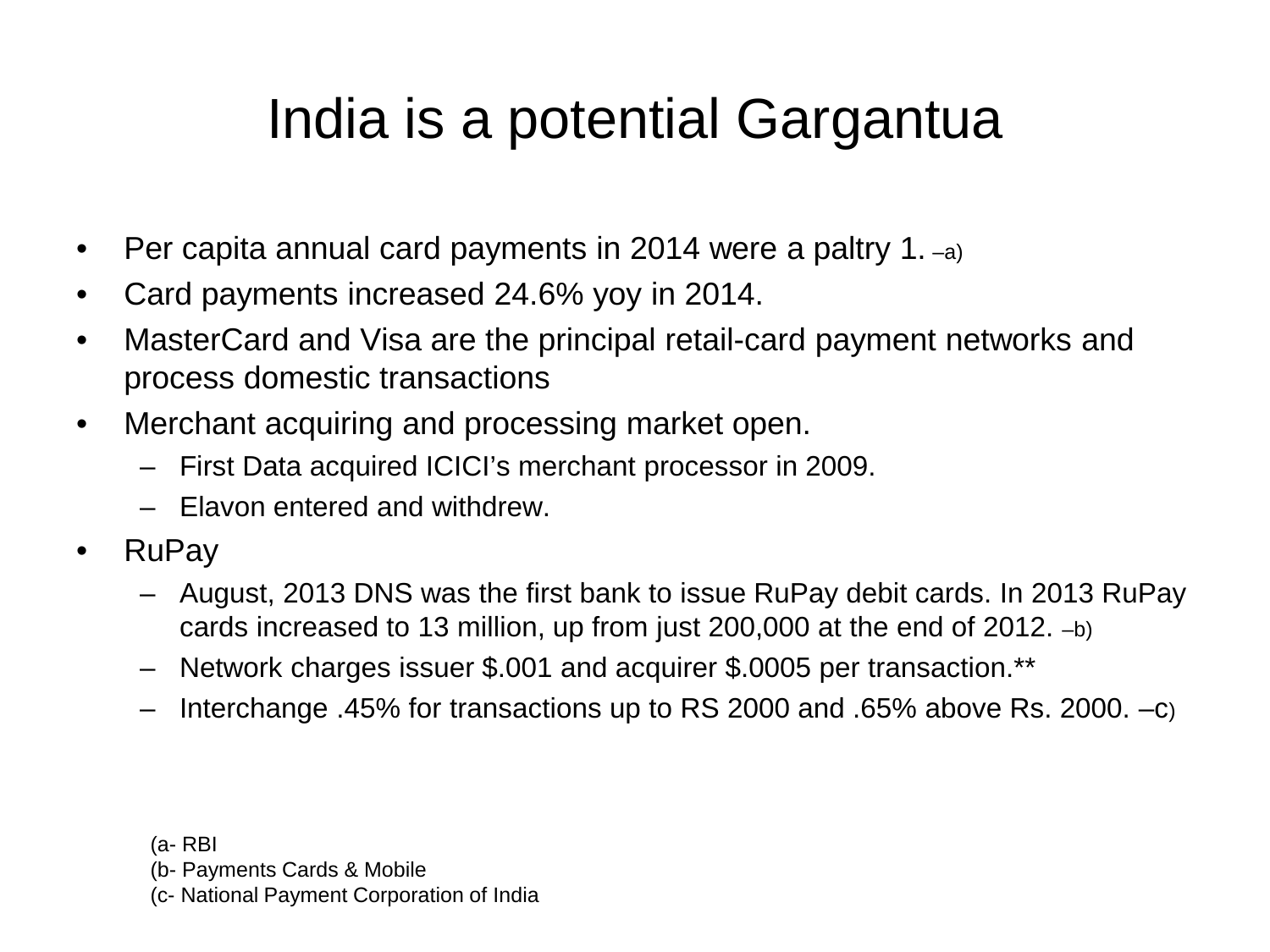# India is a potential Gargantua

- Per capita annual card payments in 2014 were a paltry 1. –a)
- Card payments increased 24.6% yoy in 2014.
- MasterCard and Visa are the principal retail-card payment networks and process domestic transactions
- Merchant acquiring and processing market open.
  - First Data acquired ICICI's merchant processor in 2009.
  - Elavon entered and withdrew.
- RuPay
  - August, 2013 DNS was the first bank to issue RuPay debit cards. In 2013 RuPay cards increased to 13 million, up from just 200,000 at the end of 2012. –b)
  - Network charges issuer $.001 and acquirer $.0005 per transaction.**
  - Interchange .45% for transactions up to RS 2000 and .65% above Rs. 2000. –c)

(a- RBI
(b- Payments Cards & Mobile
(c- National Payment Corporation of India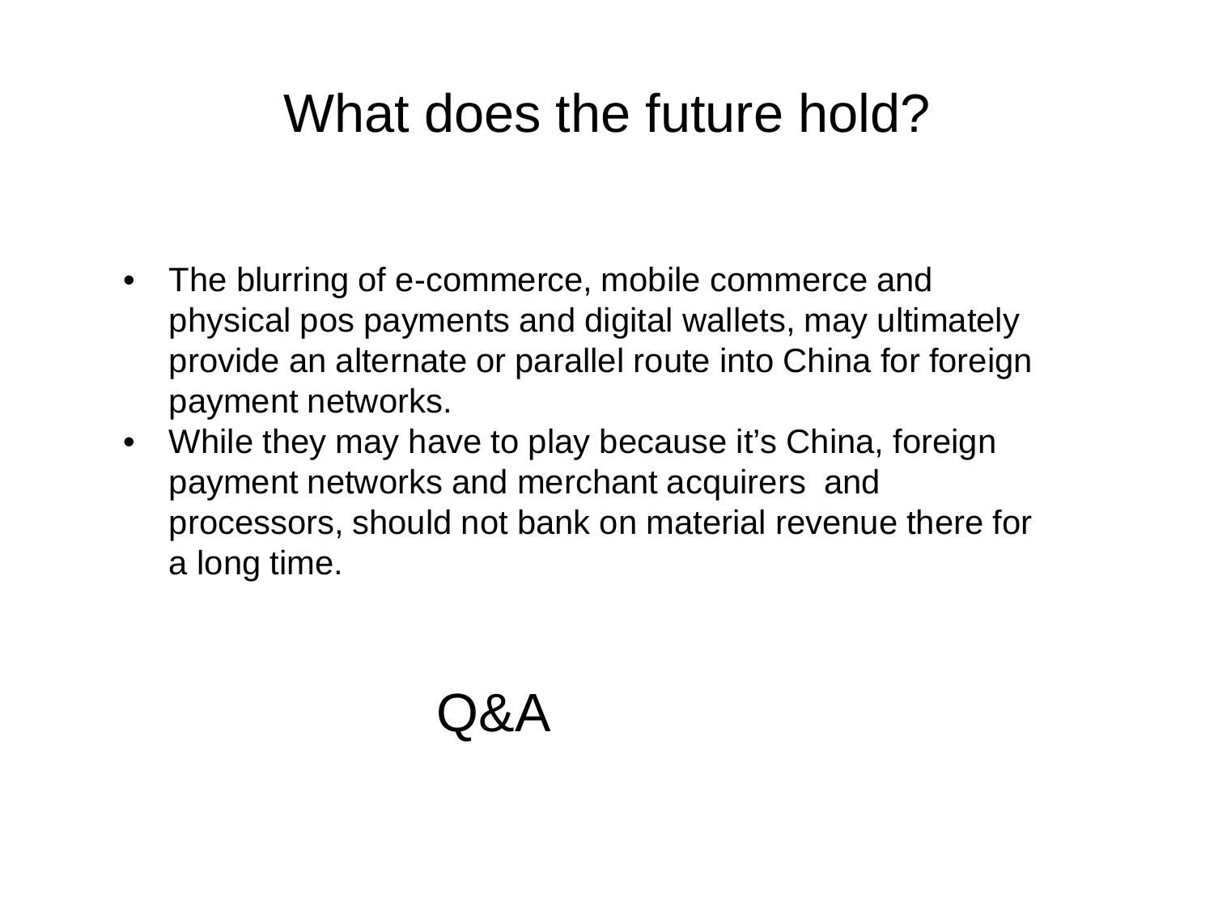# What does the future hold?

- The blurring of e-commerce, mobile commerce and physical pos payments and digital wallets, may ultimately provide an alternate or parallel route into China for foreign payment networks.
- While they may have to play because it's China, foreign payment networks and merchant acquirers and processors, should not bank on material revenue there for a long time.

Q&A